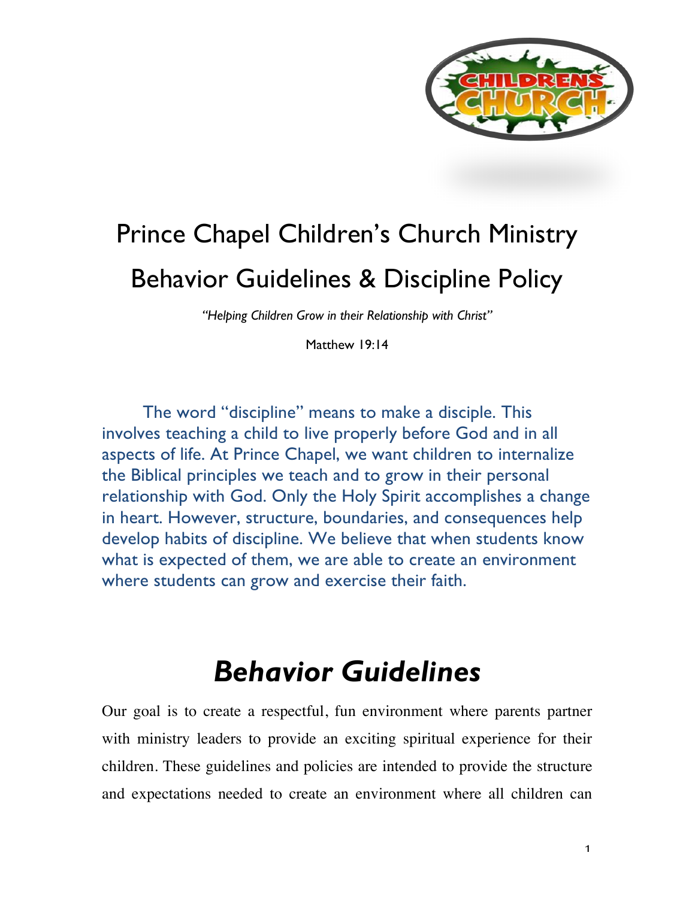# Prince Chapel Children's Church Ministry

# Behavior Guidelines & Discipline Policy

*"Helping Children Grow in their Relationship with Christ"*

Matthew 19:14

The word "discipline" means to make a disciple. This involves teaching a child to live properly before God and in all aspects of life. At Prince Chapel, we want children to internalize the Biblical principles we teach and to grow in their personal relationship with God. Only the Holy Spirit accomplishes a change in heart. However, structure, boundaries, and consequences help develop habits of discipline. We believe that when students know what is expected of them, we are able to create an environment where students can grow and exercise their faith.

## *Behavior Guidelines*

Our goal is to create a respectful, fun environment where parents partner with ministry leaders to provide an exciting spiritual experience for their children. These guidelines and policies are intended to provide the structure and expectations needed to create an environment where all children can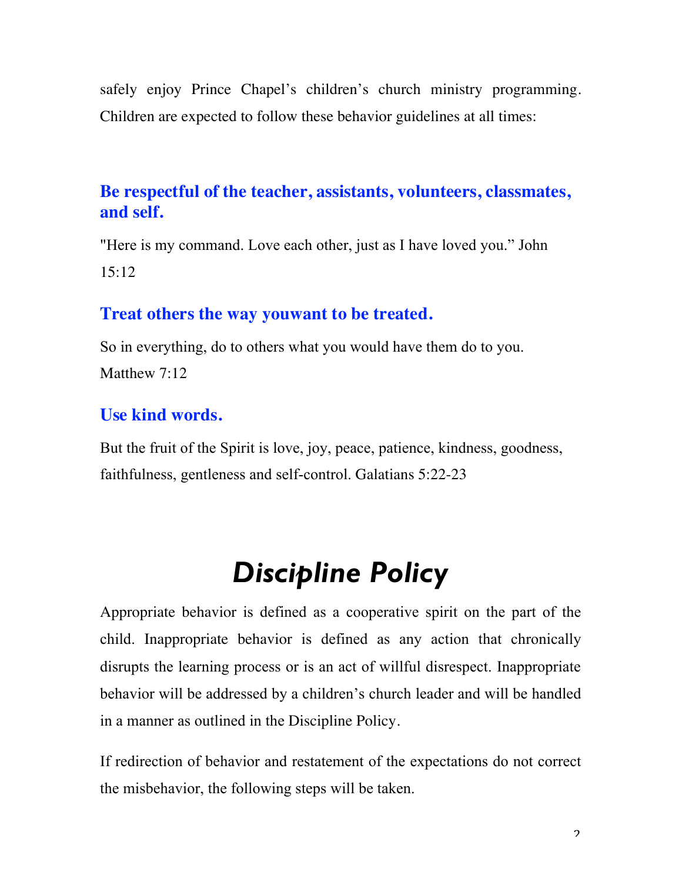safely enjoy Prince Chapel's children's church ministry programming. Children are expected to follow these behavior guidelines at all times:

### Be respectful of the teacher, assistants, volunteers, classmates, and self.

"Here is my command. Love each other, just as I have loved you." John 15:12

### Treat others the way youwant to be treated.

So in everything, do to others what you would have them do to you. Matthew 7:12

### Use kind words.

But the fruit of the Spirit is love, joy, peace, patience, kindness, goodness, faithfulness, gentleness and self-control. Galatians 5:22-23

# *Discipline Policy*

Appropriate behavior is defined as a cooperative spirit on the part of the child. Inappropriate behavior is defined as any action that chronically disrupts the learning process or is an act of willful disrespect. Inappropriate behavior will be addressed by a children's church leader and will be handled in a manner as outlined in the Discipline Policy.

If redirection of behavior and restatement of the expectations do not correct the misbehavior, the following steps will be taken.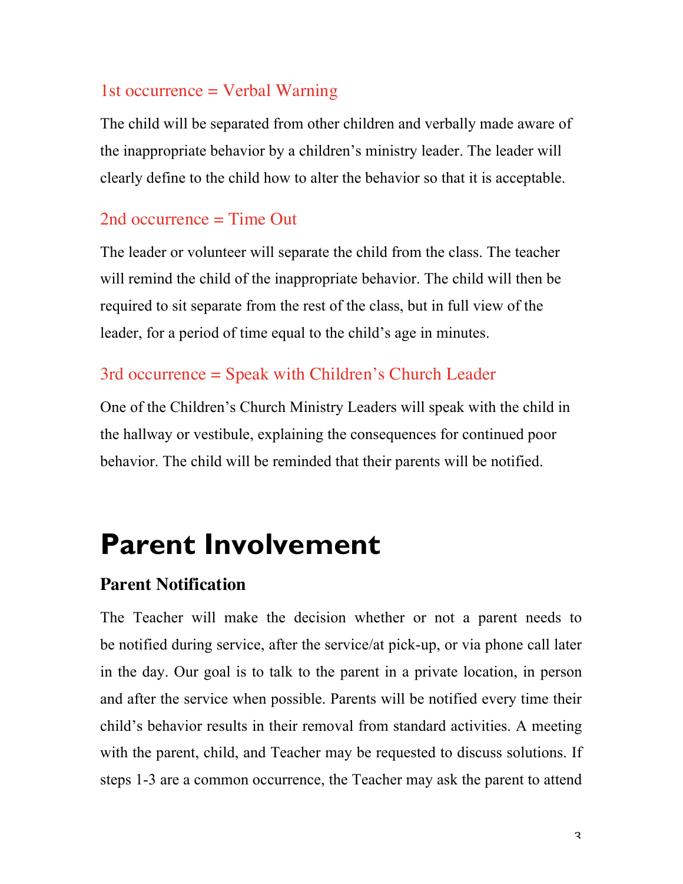### 1st occurrence = Verbal Warning

The child will be separated from other children and verbally made aware of the inappropriate behavior by a children's ministry leader. The leader will clearly define to the child how to alter the behavior so that it is acceptable.

### 2nd occurrence = Time Out

The leader or volunteer will separate the child from the class. The teacher will remind the child of the inappropriate behavior. The child will then be required to sit separate from the rest of the class, but in full view of the leader, for a period of time equal to the child's age in minutes.

### 3rd occurrence = Speak with Children's Church Leader

One of the Children's Church Ministry Leaders will speak with the child in the hallway or vestibule, explaining the consequences for continued poor behavior. The child will be reminded that their parents will be notified.

# Parent Involvement

## Parent Notification

The Teacher will make the decision whether or not a parent needs to be notified during service, after the service/at pick-up, or via phone call later in the day. Our goal is to talk to the parent in a private location, in person and after the service when possible. Parents will be notified every time their child's behavior results in their removal from standard activities. A meeting with the parent, child, and Teacher may be requested to discuss solutions. If steps 1-3 are a common occurrence, the Teacher may ask the parent to attend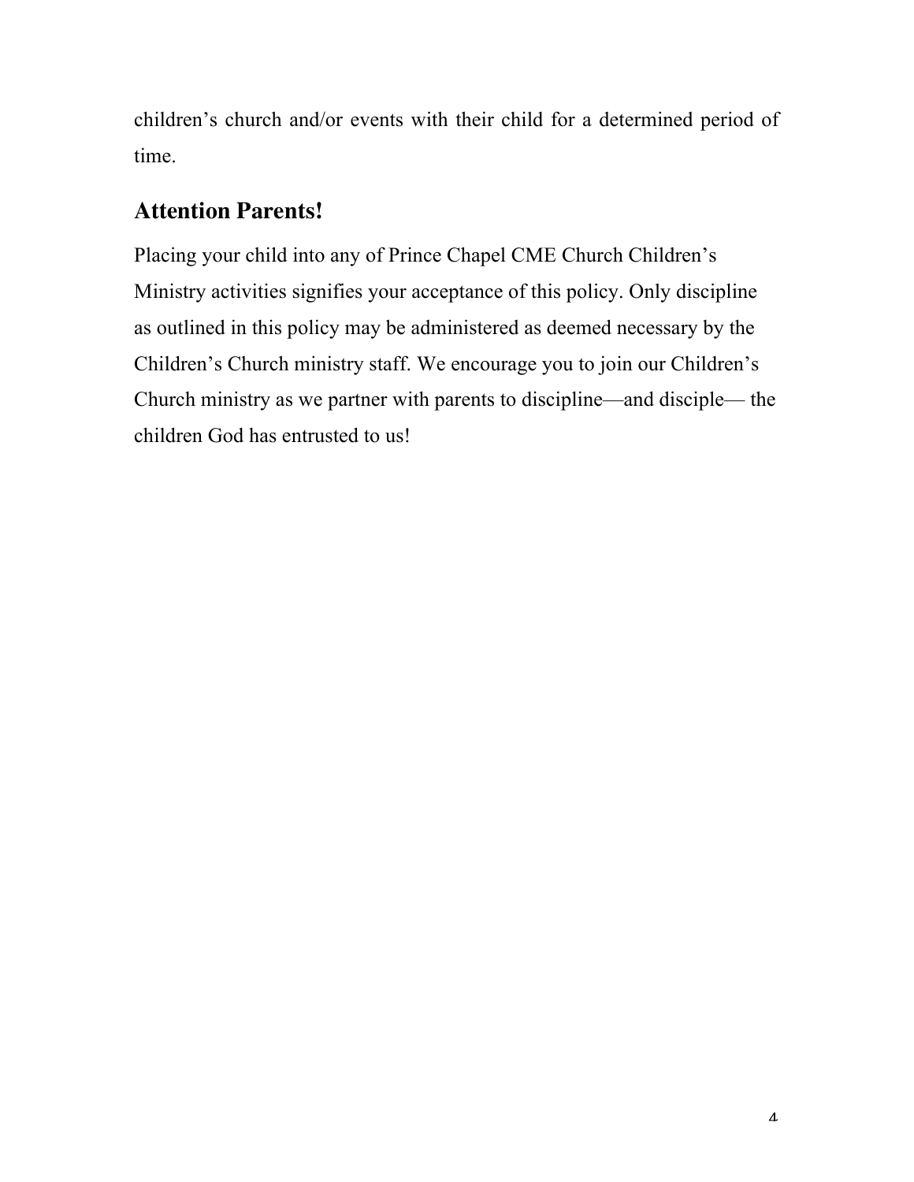children’s church and/or events with their child for a determined period of time.

## Attention Parents!

Placing your child into any of Prince Chapel CME Church Children’s Ministry activities signifies your acceptance of this policy. Only discipline as outlined in this policy may be administered as deemed necessary by the Children’s Church ministry staff. We encourage you to join our Children’s Church ministry as we partner with parents to discipline—and disciple— the children God has entrusted to us!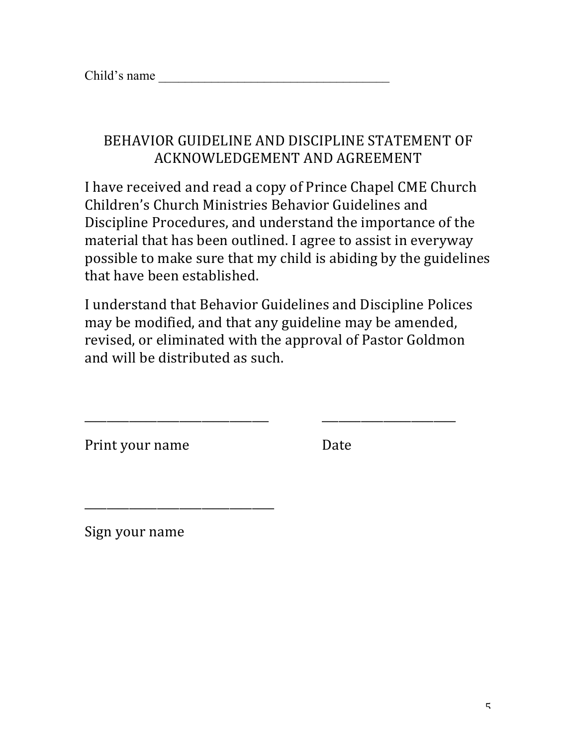Child's name ____________________________________

## BEHAVIOR GUIDELINE AND DISCIPLINE STATEMENT OF ACKNOWLEDGEMENT AND AGREEMENT

I have received and read a copy of Prince Chapel CME Church Children's Church Ministries Behavior Guidelines and Discipline Procedures, and understand the importance of the material that has been outlined. I agree to assist in everyway possible to make sure that my child is abiding by the guidelines that have been established.

I understand that Behavior Guidelines and Discipline Polices may be modified, and that any guideline may be amended, revised, or eliminated with the approval of Pastor Goldmon and will be distributed as such.

_______________________________ _____________________

Print your name Date

_______________________________

Sign your name